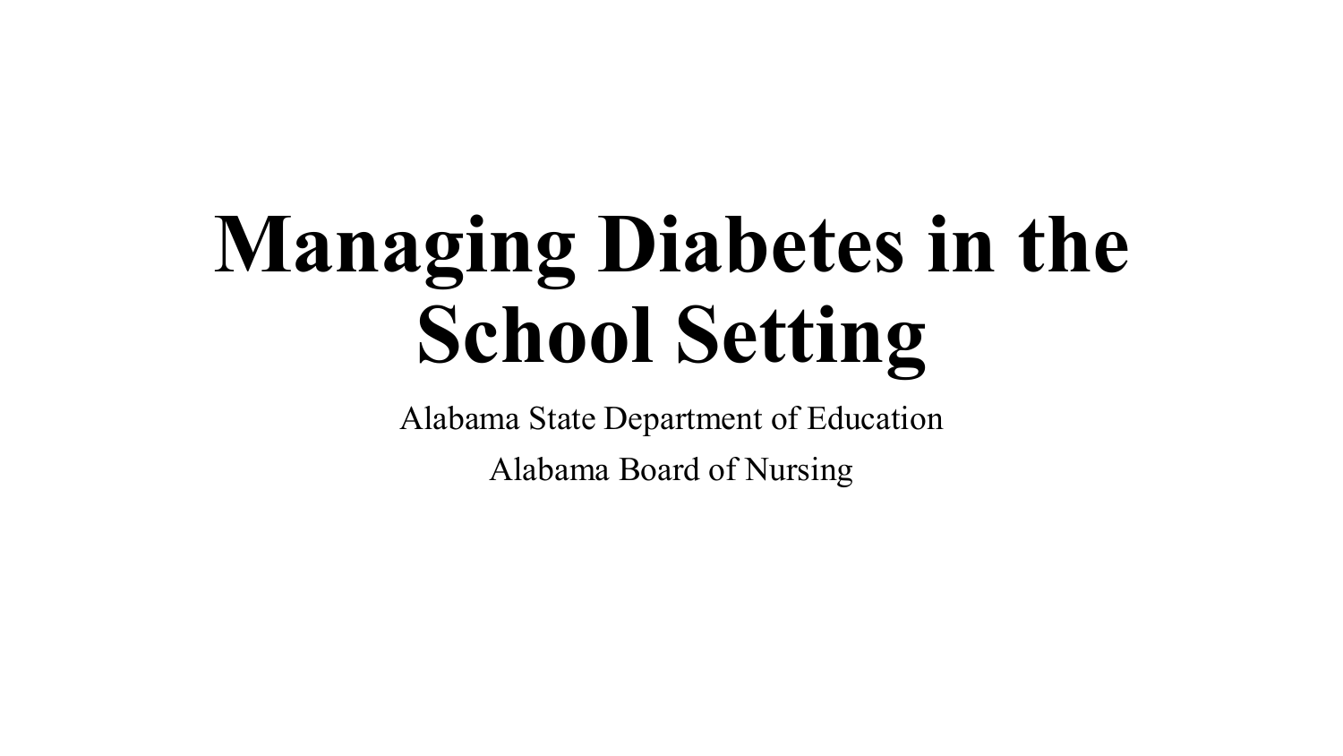# Managing Diabetes in the School Setting

Alabama State Department of Education

Alabama Board of Nursing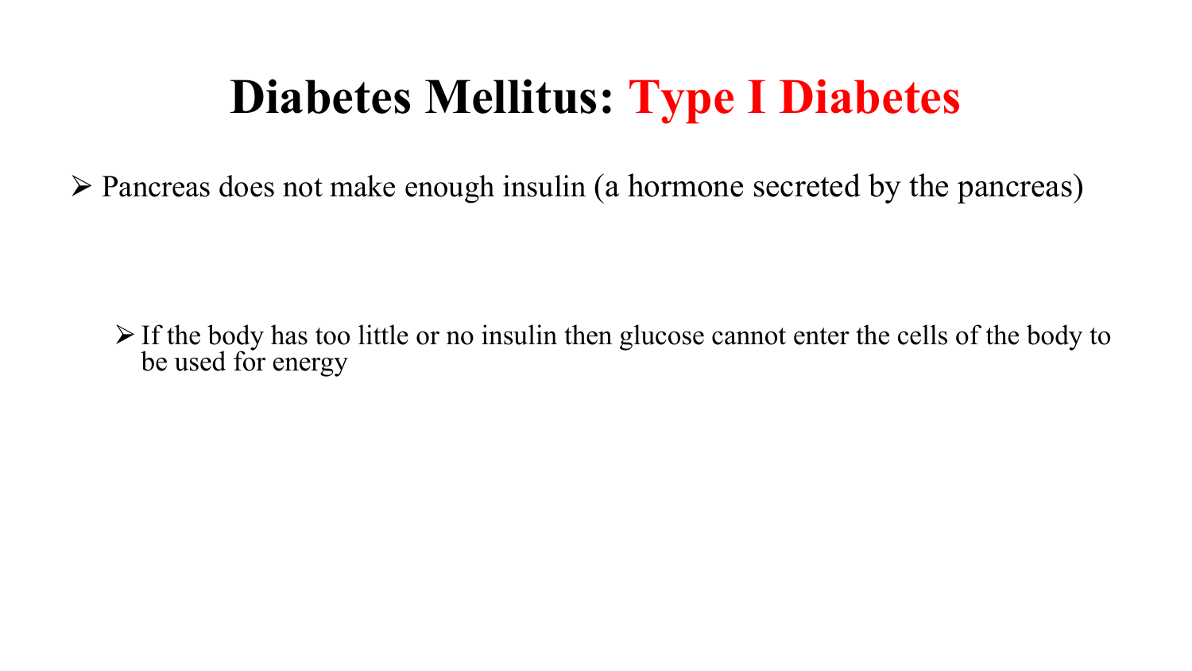# Diabetes Mellitus: Type I Diabetes

- Pancreas does not make enough insulin (a hormone secreted by the pancreas)

  - If the body has too little or no insulin then glucose cannot enter the cells of the body to be used for energy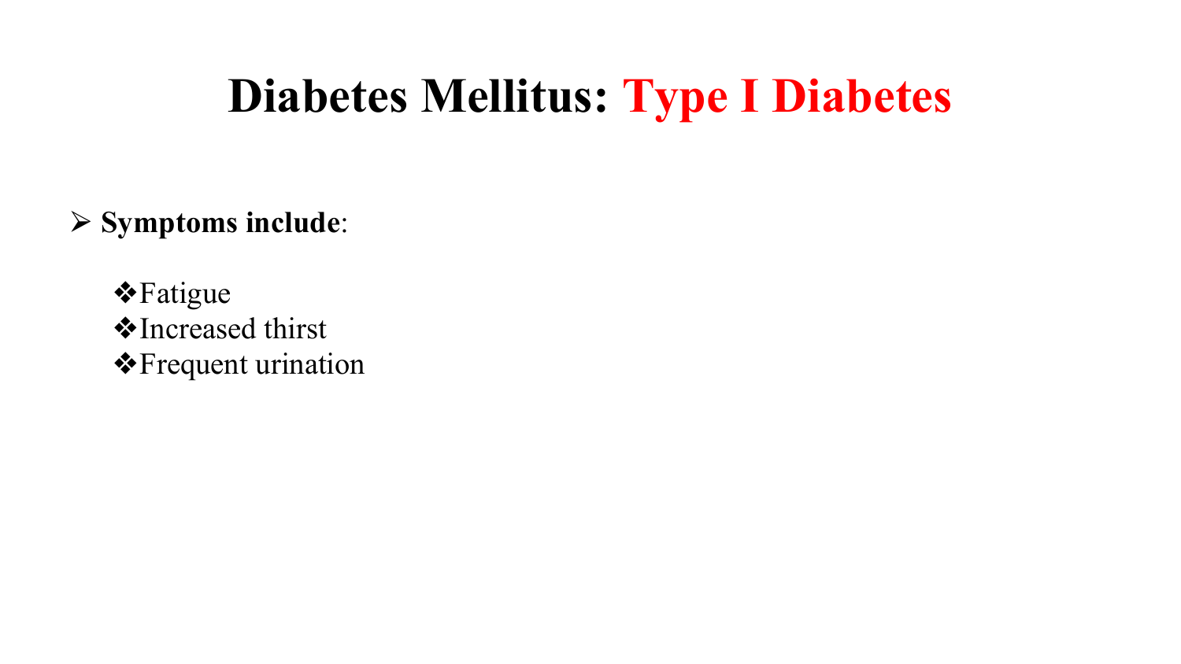# Diabetes Mellitus: Type I Diabetes

- **Symptoms include**:
  - Fatigue
  - Increased thirst
  - Frequent urination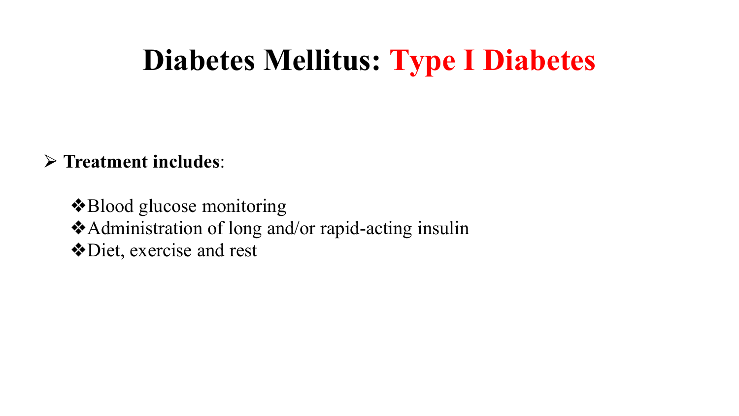# Diabetes Mellitus: Type I Diabetes

- **Treatment includes**:
  - Blood glucose monitoring
  - Administration of long and/or rapid-acting insulin
  - Diet, exercise and rest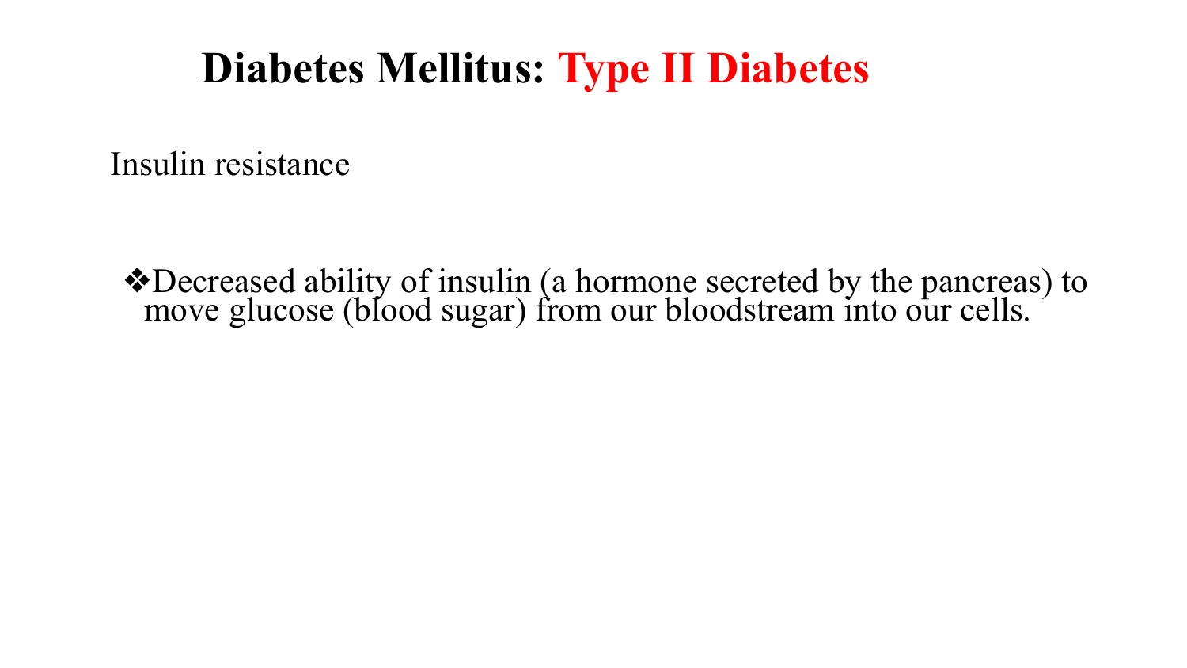# Diabetes Mellitus: Type II Diabetes

Insulin resistance

- ❖Decreased ability of insulin (a hormone secreted by the pancreas) to move glucose (blood sugar) from our bloodstream into our cells.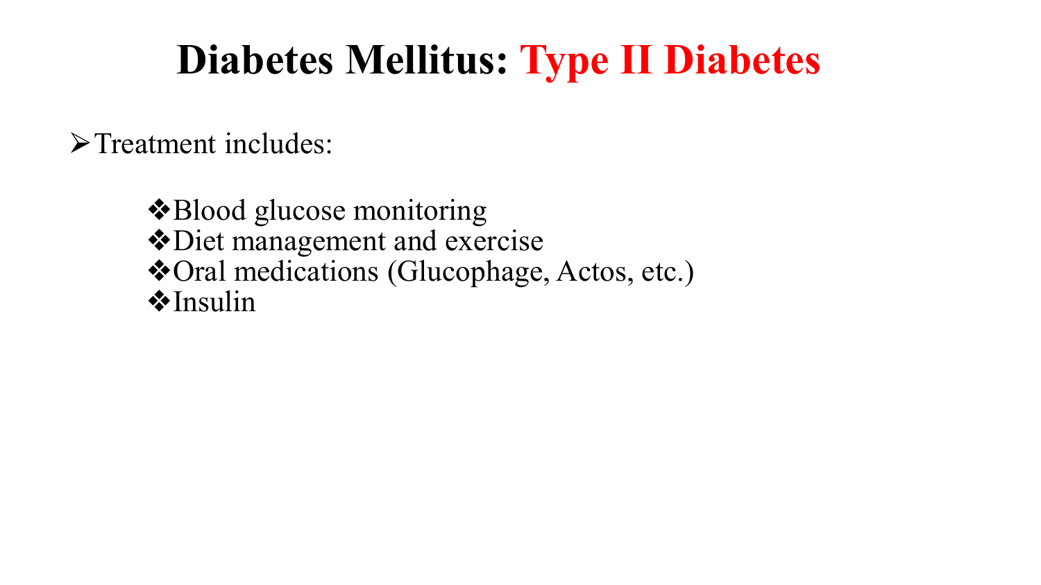# Diabetes Mellitus: Type II Diabetes

- Treatment includes:
  - Blood glucose monitoring
  - Diet management and exercise
  - Oral medications (Glucophage, Actos, etc.)
  - Insulin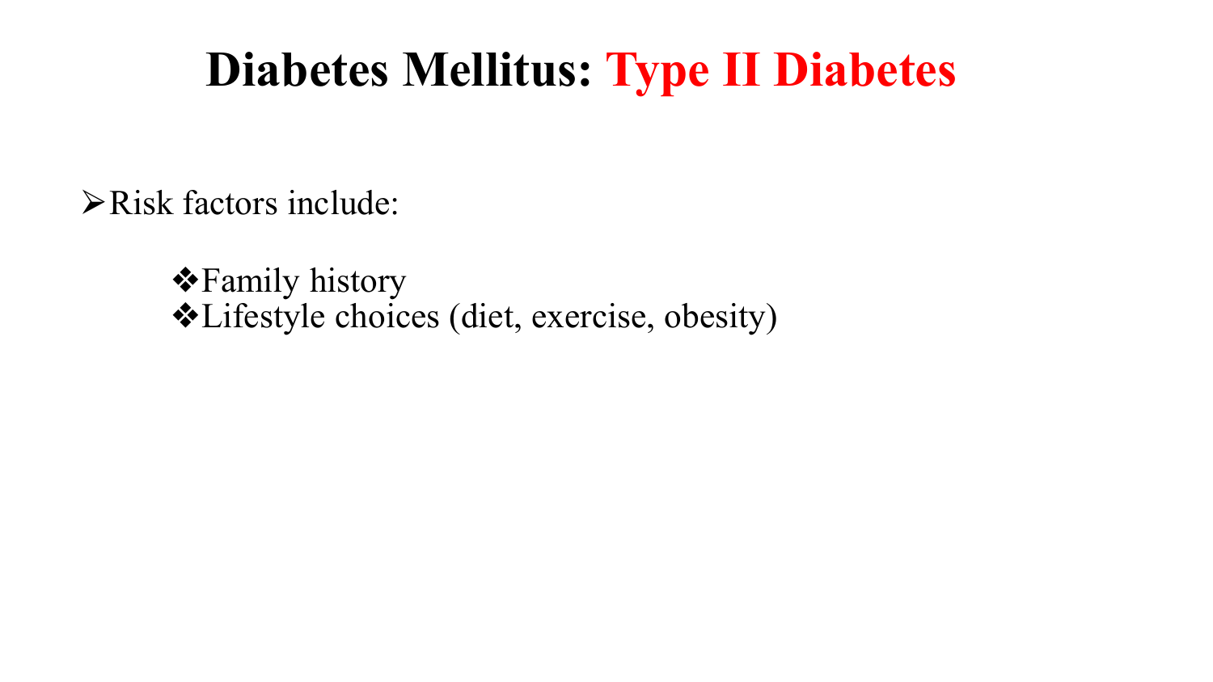# Diabetes Mellitus: Type II Diabetes

- Risk factors include:
  - Family history
  - Lifestyle choices (diet, exercise, obesity)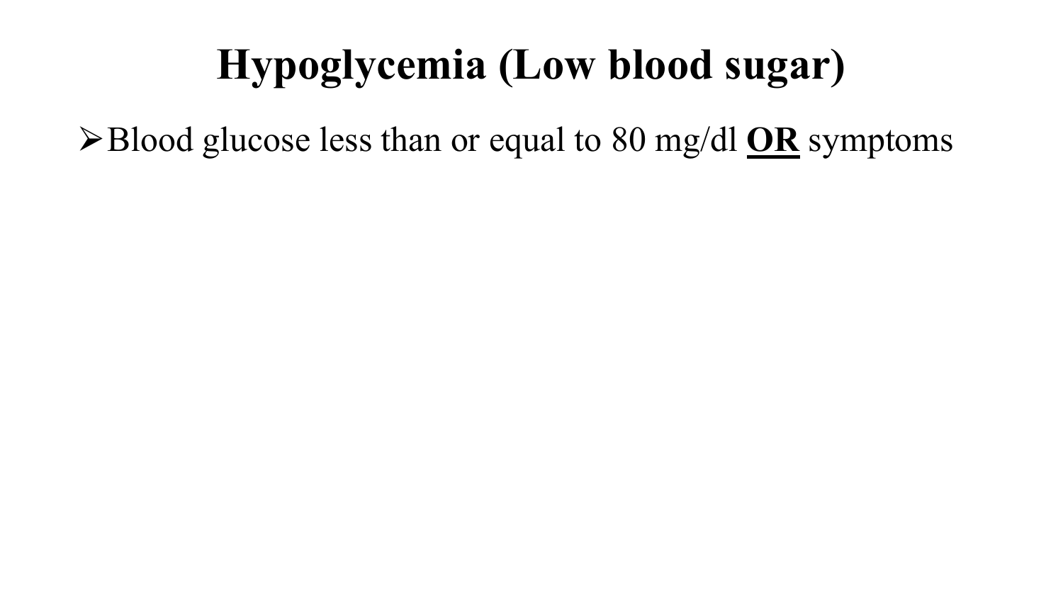# Hypoglycemia (Low blood sugar)

- Blood glucose less than or equal to 80 mg/dl **<u>OR</u>** symptoms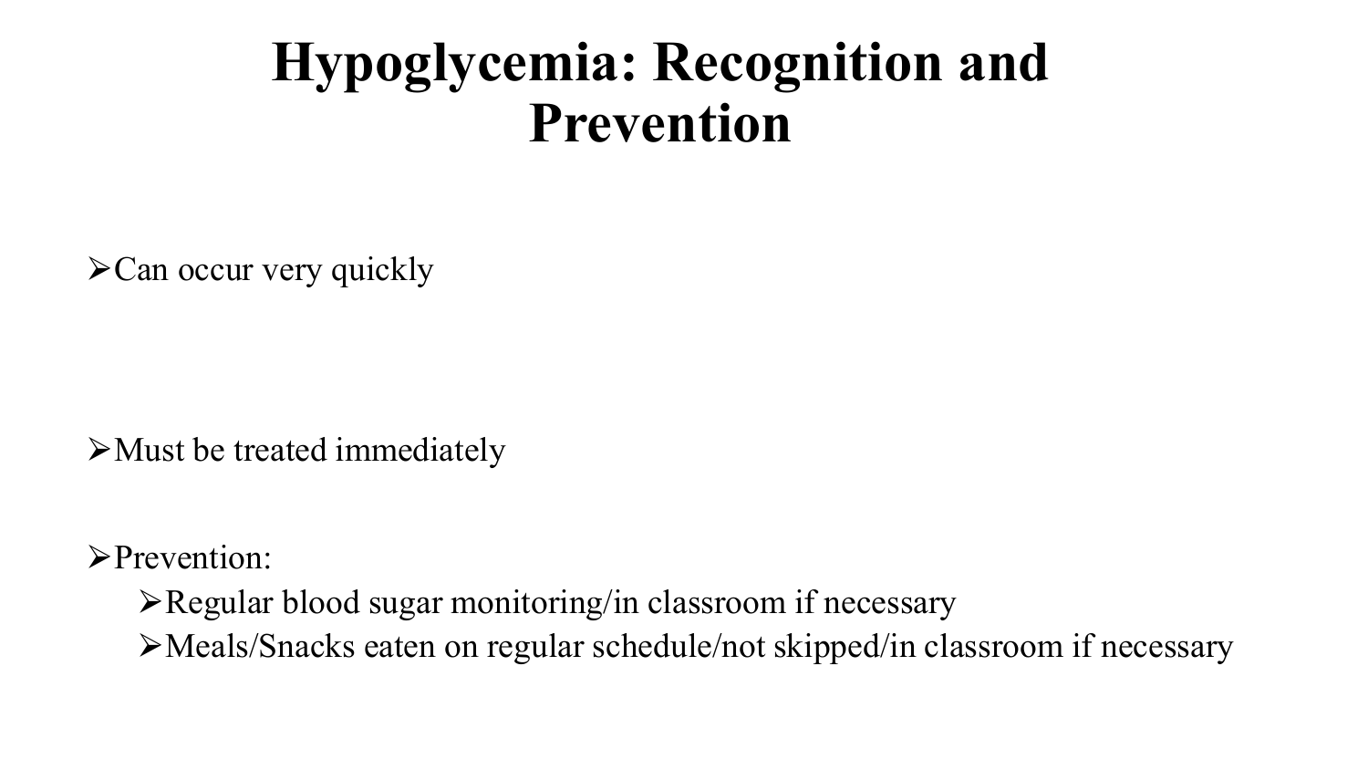# Hypoglycemia: Recognition and Prevention

- Can occur very quickly

- Must be treated immediately

- Prevention:
  - Regular blood sugar monitoring/in classroom if necessary
  - Meals/Snacks eaten on regular schedule/not skipped/in classroom if necessary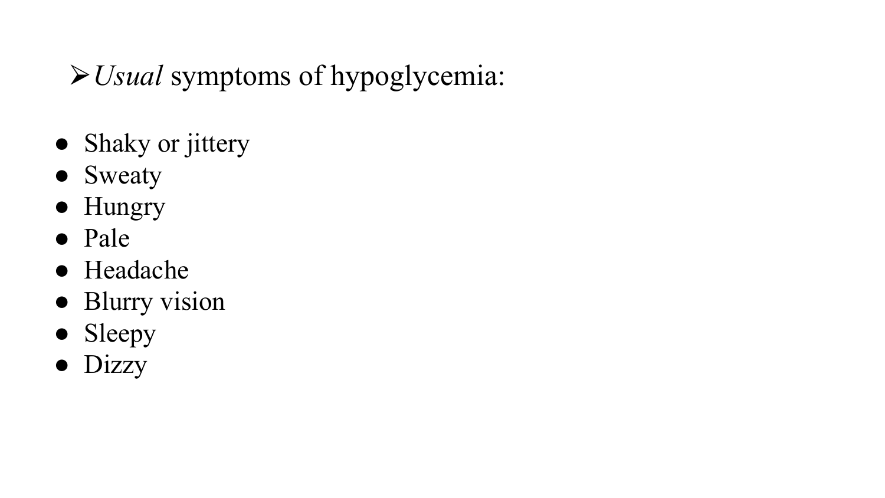- *Usual* symptoms of hypoglycemia:

- Shaky or jittery
- Sweaty
- Hungry
- Pale
- Headache
- Blurry vision
- Sleepy
- Dizzy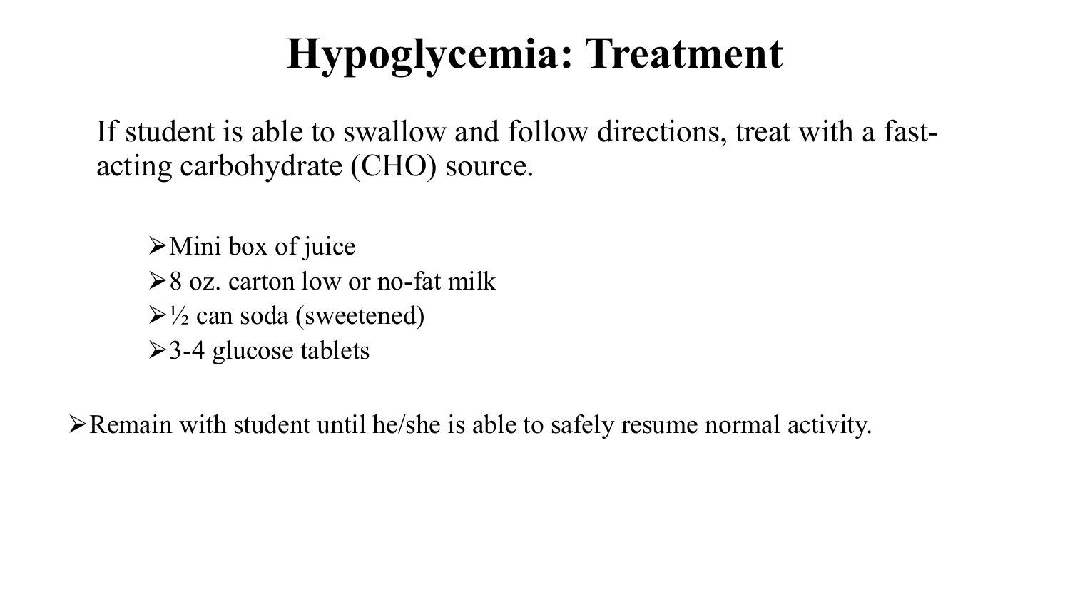# Hypoglycemia: Treatment

If student is able to swallow and follow directions, treat with a fast-acting carbohydrate (CHO) source.

- Mini box of juice
- 8 oz. carton low or no-fat milk
- ½ can soda (sweetened)
- 3-4 glucose tablets

- Remain with student until he/she is able to safely resume normal activity.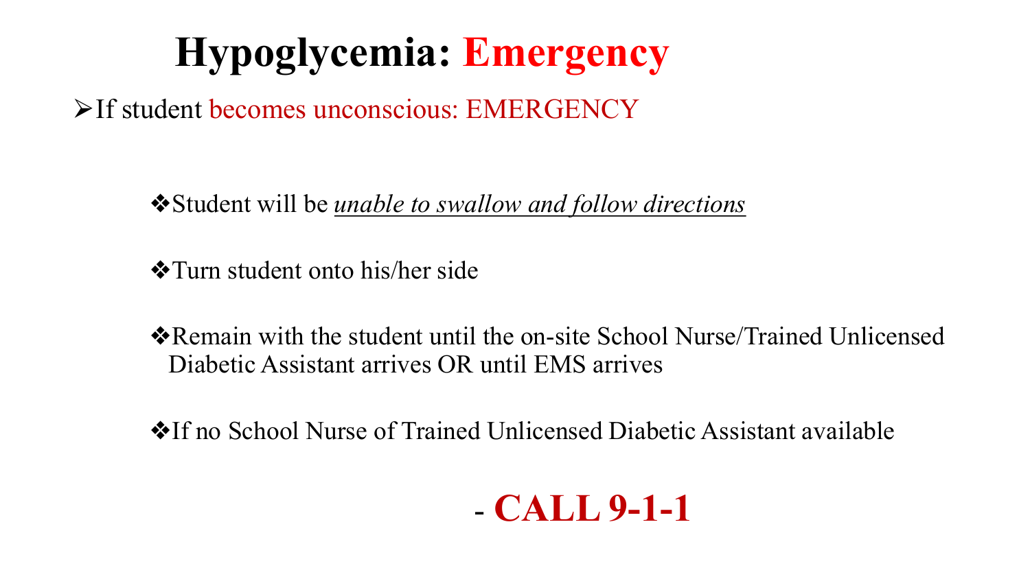# Hypoglycemia: Emergency

- If student becomes unconscious: EMERGENCY

  - Student will be *unable to swallow and follow directions*
  - Turn student onto his/her side
  - Remain with the student until the on-site School Nurse/Trained Unlicensed Diabetic Assistant arrives OR until EMS arrives
  - If no School Nurse of Trained Unlicensed Diabetic Assistant available

- **CALL 9-1-1**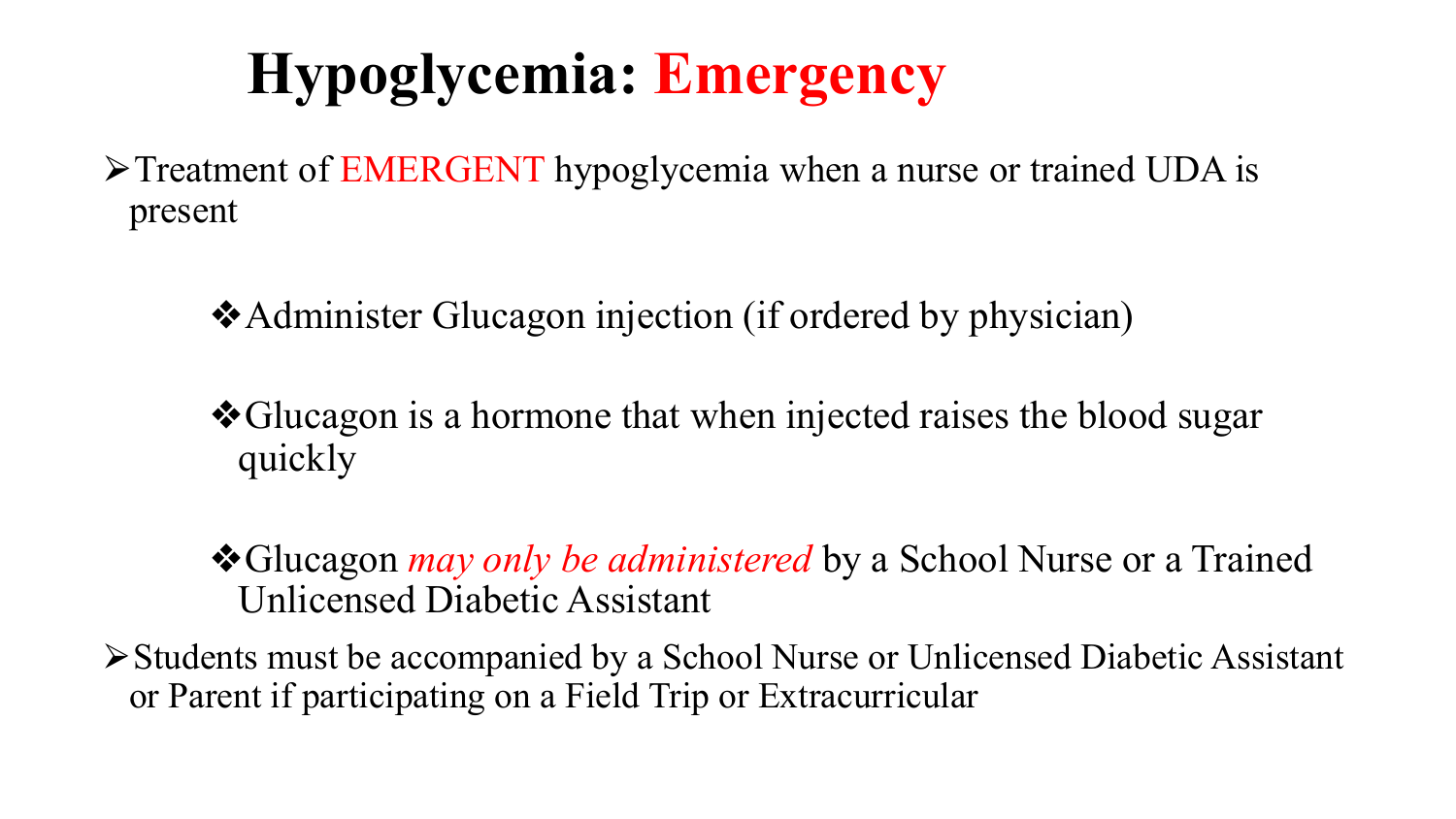# Hypoglycemia: Emergency

- Treatment of EMERGENT hypoglycemia when a nurse or trained UDA is present
  - Administer Glucagon injection (if ordered by physician)
  - Glucagon is a hormone that when injected raises the blood sugar quickly
  - Glucagon *may only be administered* by a School Nurse or a Trained Unlicensed Diabetic Assistant
- Students must be accompanied by a School Nurse or Unlicensed Diabetic Assistant or Parent if participating on a Field Trip or Extracurricular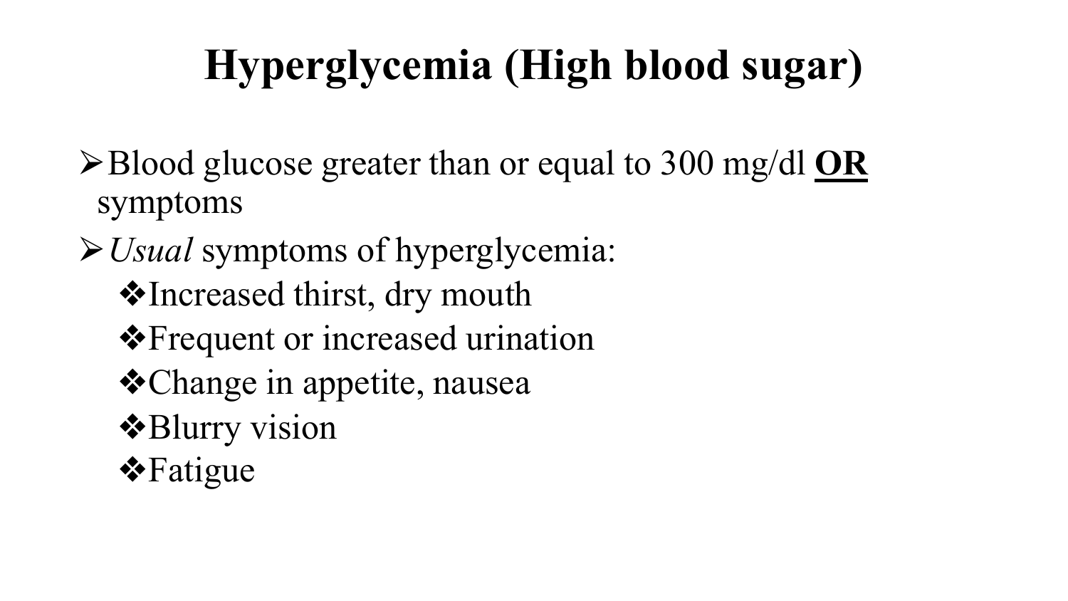# Hyperglycemia (High blood sugar)

- Blood glucose greater than or equal to 300 mg/dl **OR** symptoms
- *Usual* symptoms of hyperglycemia:
  - Increased thirst, dry mouth
  - Frequent or increased urination
  - Change in appetite, nausea
  - Blurry vision
  - Fatigue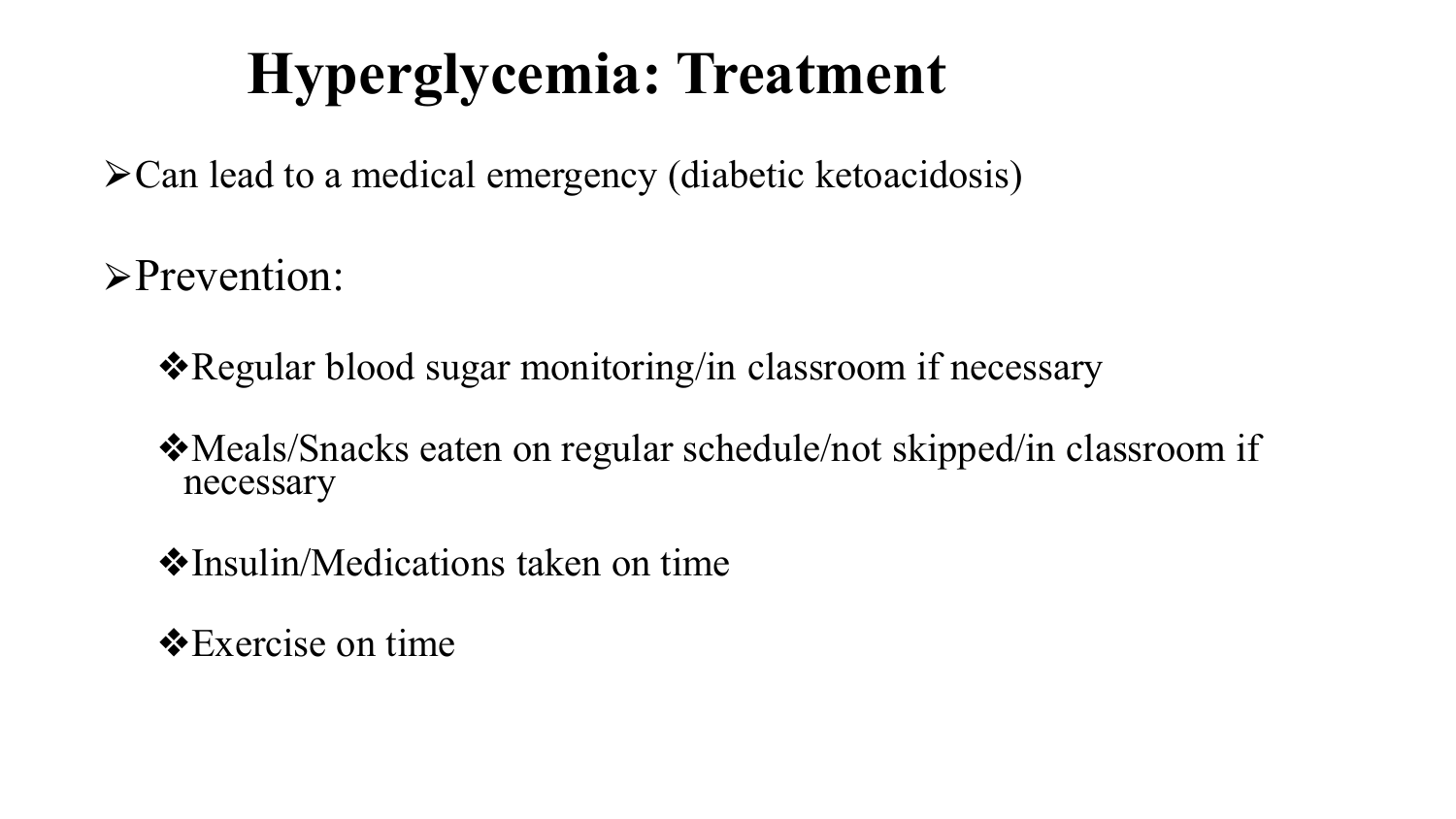# Hyperglycemia: Treatment

- Can lead to a medical emergency (diabetic ketoacidosis)
- Prevention:
  - Regular blood sugar monitoring/in classroom if necessary
  - Meals/Snacks eaten on regular schedule/not skipped/in classroom if necessary
  - Insulin/Medications taken on time
  - Exercise on time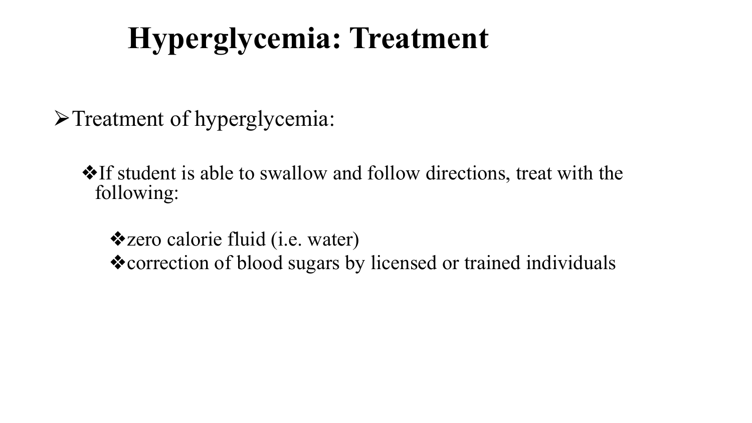# Hyperglycemia: Treatment

- Treatment of hyperglycemia:
  - If student is able to swallow and follow directions, treat with the following:
    - zero calorie fluid (i.e. water)
    - correction of blood sugars by licensed or trained individuals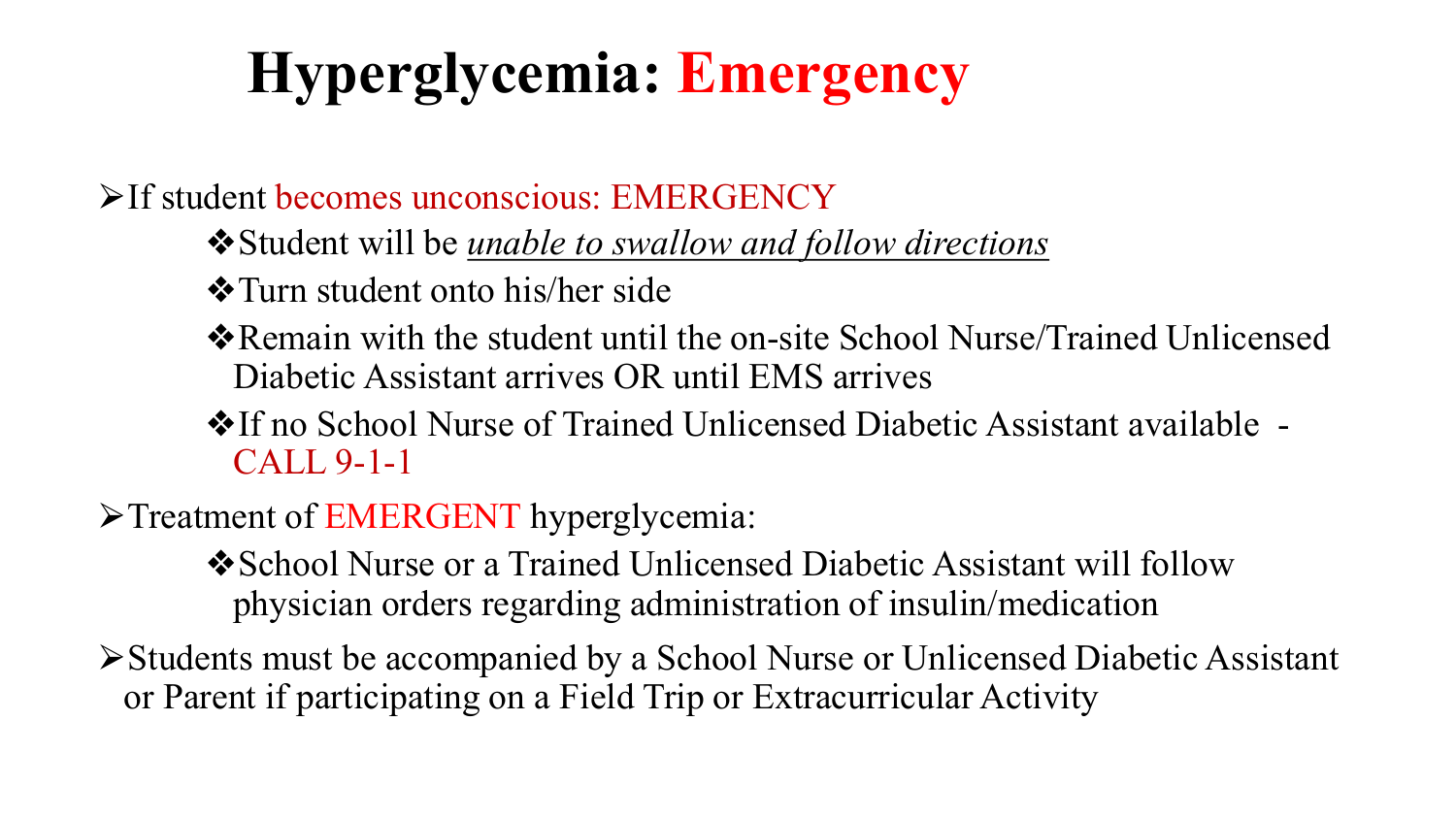# Hyperglycemia: Emergency

- If student becomes unconscious: EMERGENCY
  - Student will be *unable to swallow and follow directions*
  - Turn student onto his/her side
  - Remain with the student until the on-site School Nurse/Trained Unlicensed Diabetic Assistant arrives OR until EMS arrives
  - If no School Nurse of Trained Unlicensed Diabetic Assistant available - CALL 9-1-1
- Treatment of EMERGENT hyperglycemia:
  - School Nurse or a Trained Unlicensed Diabetic Assistant will follow physician orders regarding administration of insulin/medication
- Students must be accompanied by a School Nurse or Unlicensed Diabetic Assistant or Parent if participating on a Field Trip or Extracurricular Activity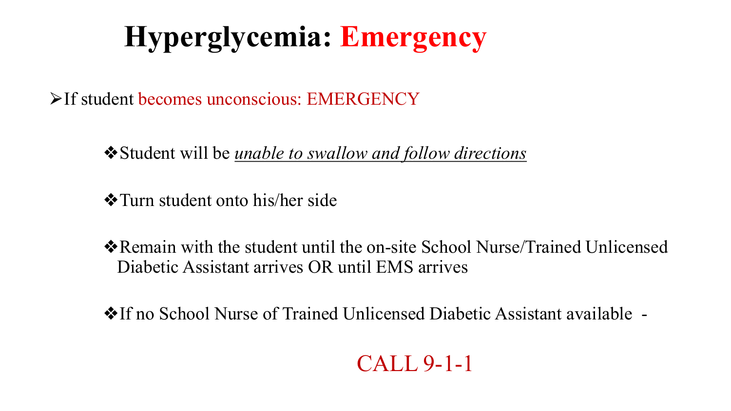# Hyperglycemia: Emergency

- If student becomes unconscious: EMERGENCY
  - Student will be ***unable to swallow and follow directions***
  - Turn student onto his/her side
  - Remain with the student until the on-site School Nurse/Trained Unlicensed Diabetic Assistant arrives OR until EMS arrives
  - If no School Nurse of Trained Unlicensed Diabetic Assistant available -

CALL 9-1-1